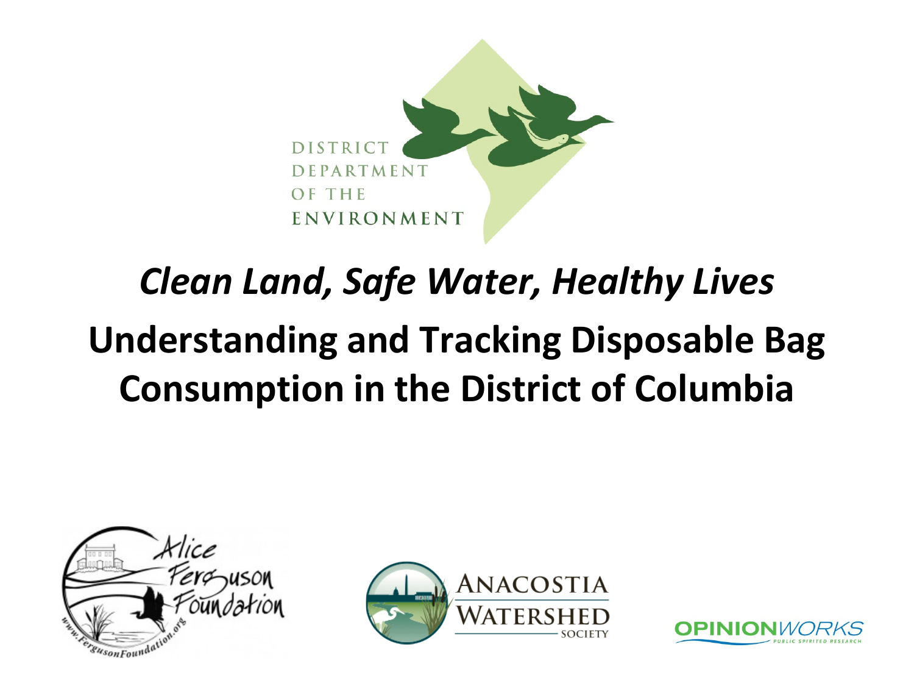DISTRICT DEPARTMENT OF THE ENVIRONMENT

*Clean Land, Safe Water, Healthy Lives*

# Understanding and Tracking Disposable Bag Consumption in the District of Columbia

Alice Ferguson Foundation

Anacostia Watershed Society

OpinionWorks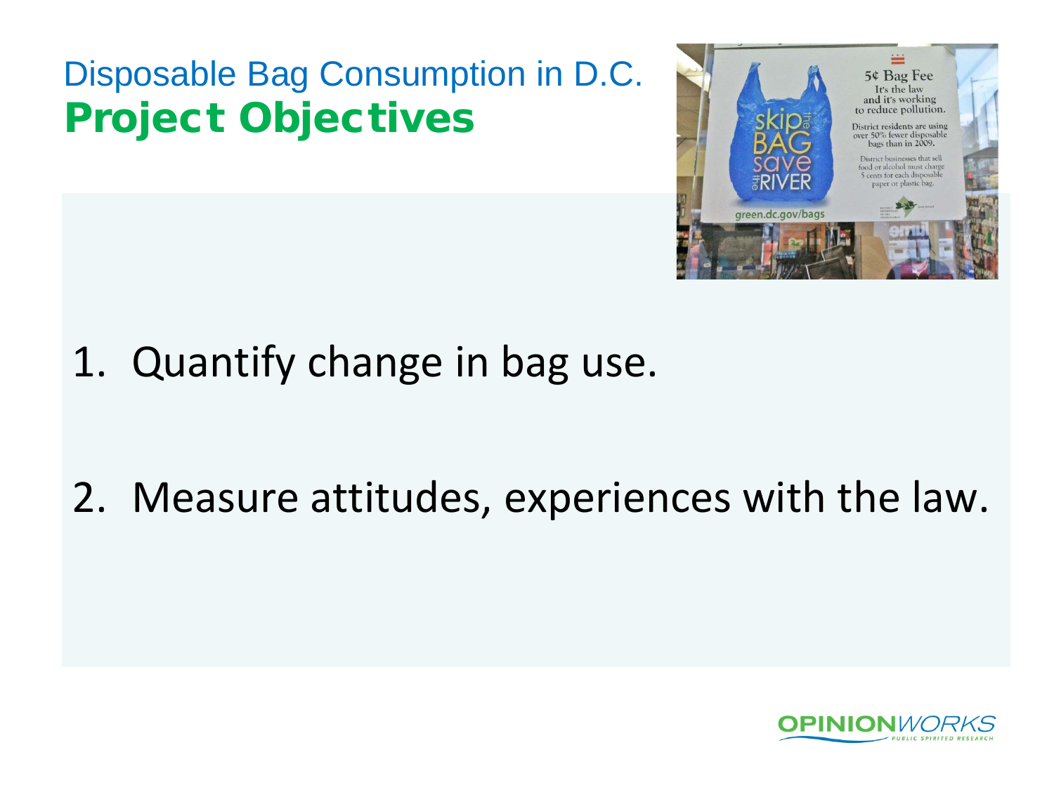Disposable Bag Consumption in D.C.

# Project Objectives

1. Quantify change in bag use.

2. Measure attitudes, experiences with the law.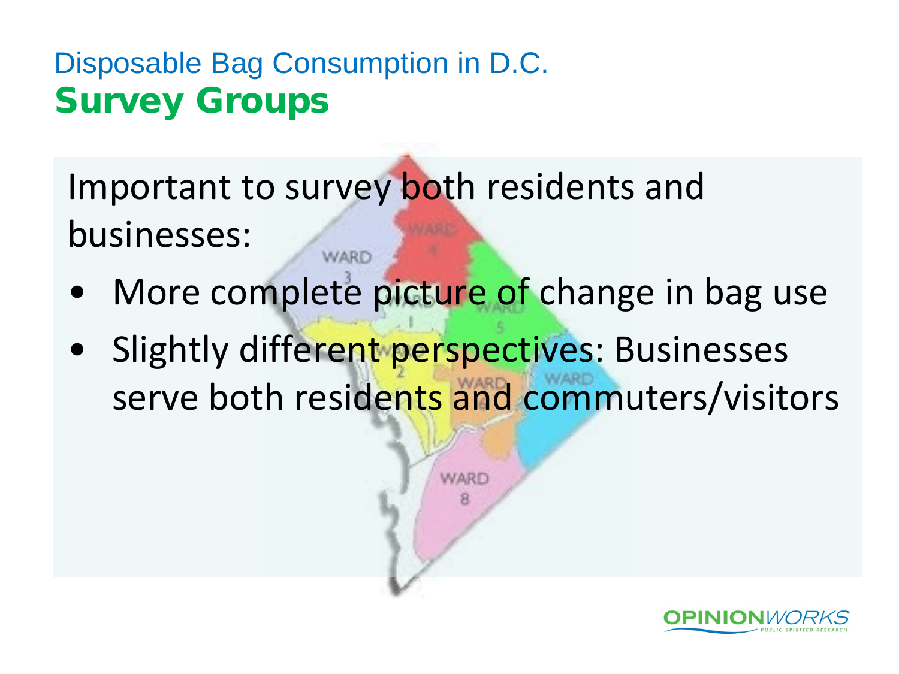Disposable Bag Consumption in D.C.

## Survey Groups

Important to survey both residents and businesses:

- More complete picture of change in bag use
- Slightly different perspectives: Businesses serve both residents and commuters/visitors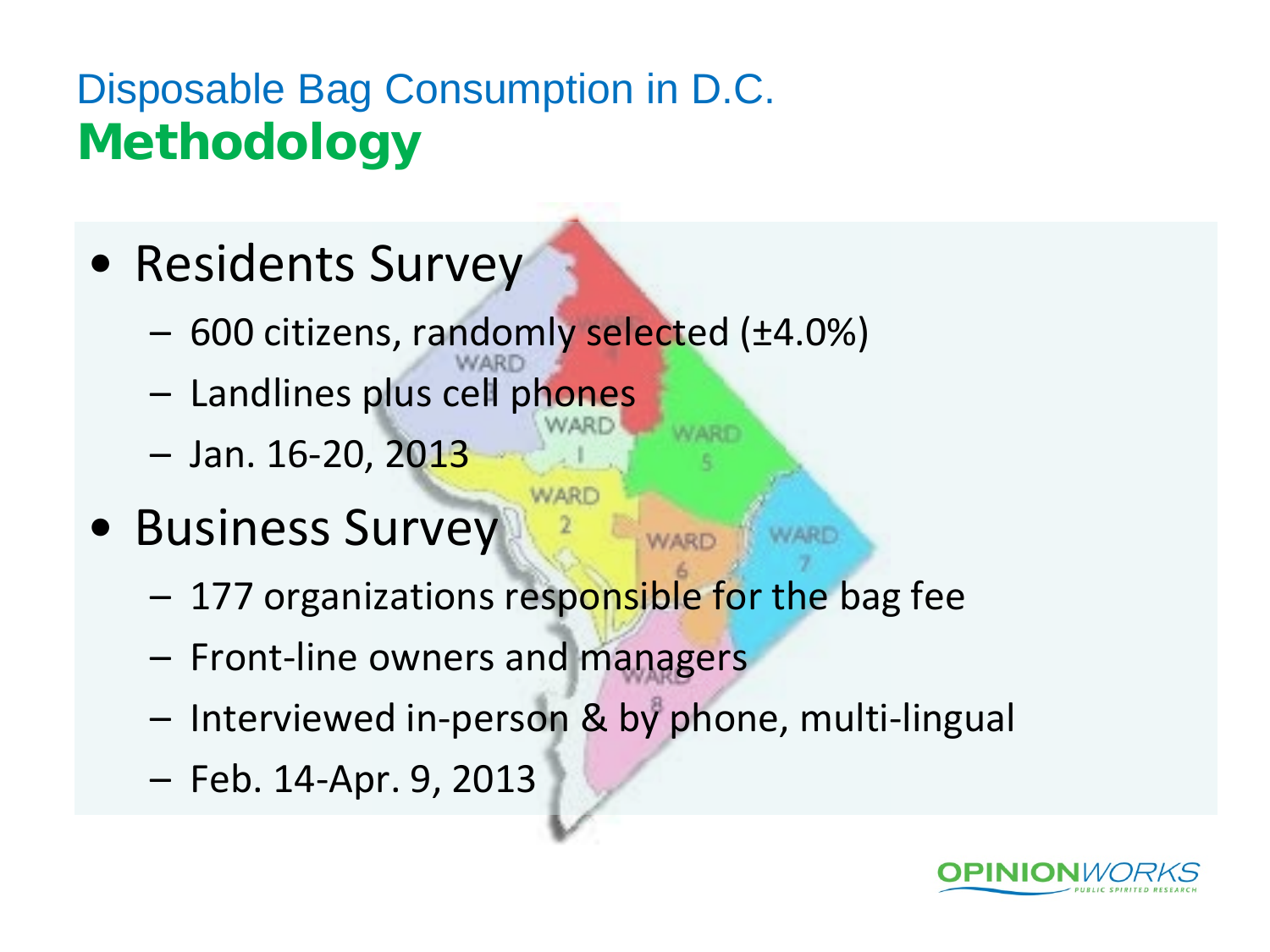# Disposable Bag Consumption in D.C.
## Methodology

- Residents Survey
  - 600 citizens, randomly selected (±4.0%)
  - Landlines plus cell phones
  - Jan. 16-20, 2013
- Business Survey
  - 177 organizations responsible for the bag fee
  - Front-line owners and managers
  - Interviewed in-person & by phone, multi-lingual
  - Feb. 14-Apr. 9, 2013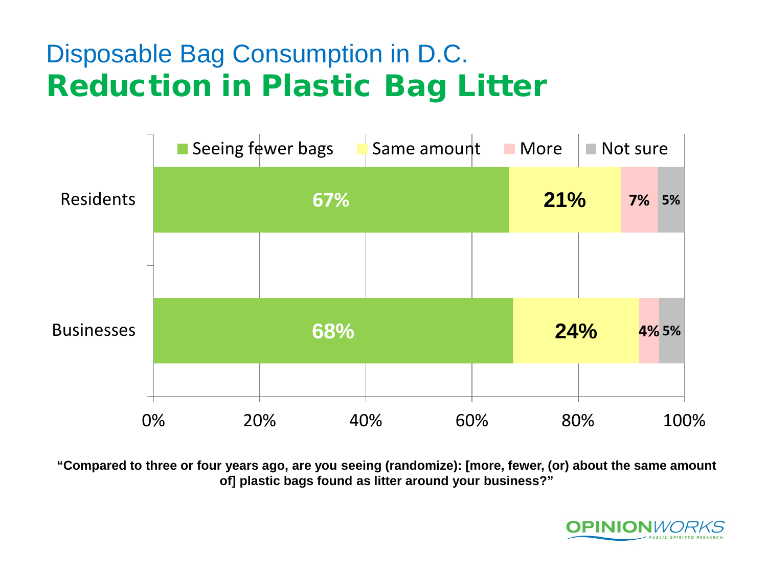# Disposable Bag Consumption in D.C.

## Reduction in Plastic Bag Litter

| | Seeing fewer bags | Same amount | More | Not sure |
|---|---|---|---|---|
| Residents | 67% | 21% | 7% | 5% |
| Businesses | 68% | 24% | 4% | 5% |

**"Compared to three or four years ago, are you seeing (randomize): [more, fewer, (or) about the same amount of] plastic bags found as litter around your business?"**

OPINIONWORKS
PUBLIC SPIRITED RESEARCH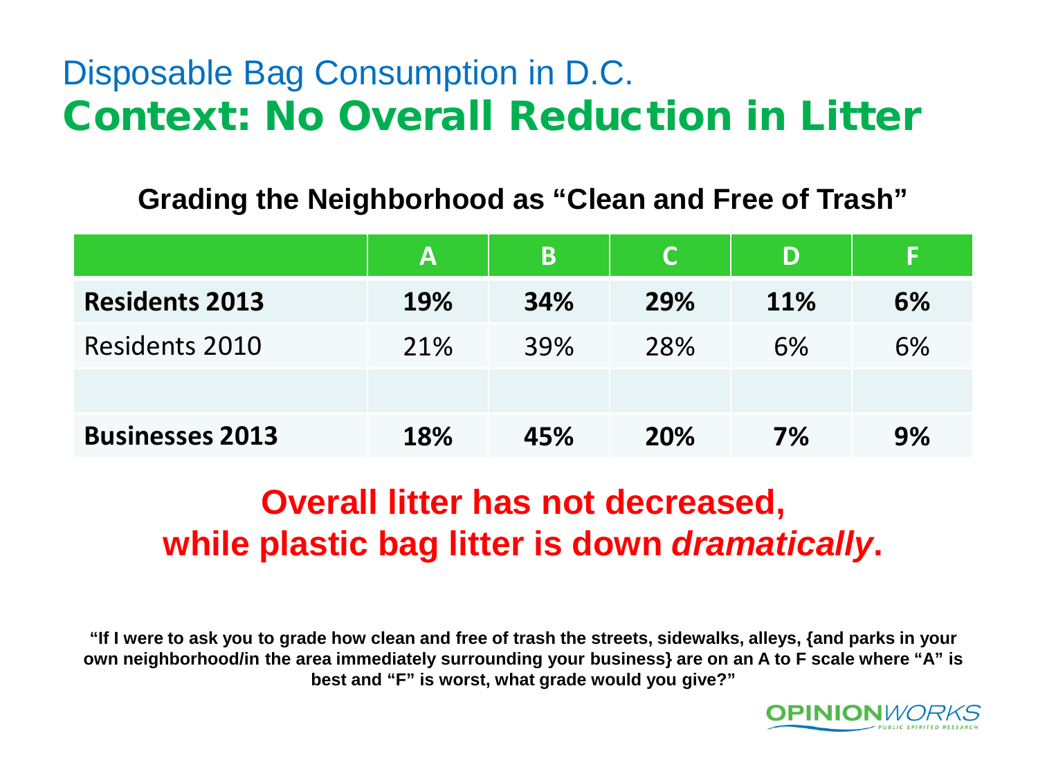# Disposable Bag Consumption in D.C.

## Context: No Overall Reduction in Litter

**Grading the Neighborhood as "Clean and Free of Trash"**

| | A | B | C | D | F |
|---|---|---|---|---|---|
| **Residents 2013** | **19%** | **34%** | **29%** | **11%** | **6%** |
| Residents 2010 | 21% | 39% | 28% | 6% | 6% |
| | | | | | |
| **Businesses 2013** | **18%** | **45%** | **20%** | **7%** | **9%** |

**Overall litter has not decreased, while plastic bag litter is down *dramatically*.**

**"If I were to ask you to grade how clean and free of trash the streets, sidewalks, alleys, {and parks in your own neighborhood/in the area immediately surrounding your business} are on an A to F scale where "A" is best and "F" is worst, what grade would you give?"**

OPINIONWORKS PUBLIC SPIRITED RESEARCH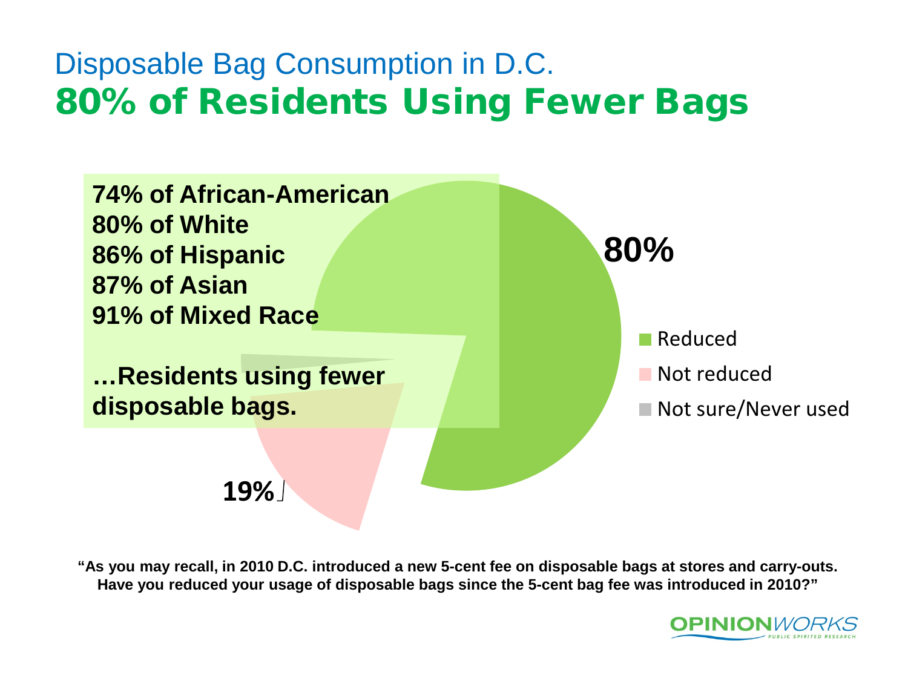# Disposable Bag Consumption in D.C.

## 80% of Residents Using Fewer Bags

**74% of African-American**
**80% of White**
**86% of Hispanic**
**87% of Asian**
**91% of Mixed Race**

**…Residents using fewer disposable bags.**

**80%**

**19%**

- Reduced
- Not reduced
- Not sure/Never used

**"As you may recall, in 2010 D.C. introduced a new 5-cent fee on disposable bags at stores and carry-outs. Have you reduced your usage of disposable bags since the 5-cent bag fee was introduced in 2010?"**

OPINIONWORKS
PUBLIC SPIRITED RESEARCH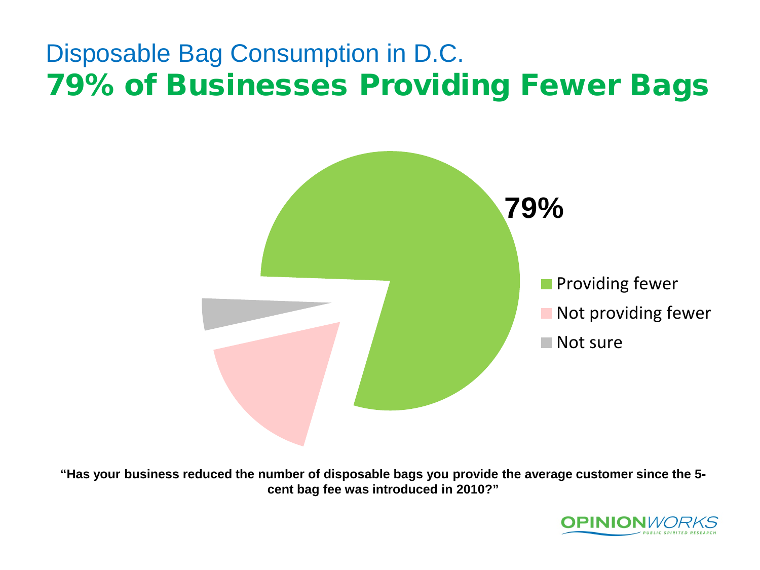# Disposable Bag Consumption in D.C.

## 79% of Businesses Providing Fewer Bags

79%

- Providing fewer
- Not providing fewer
- Not sure

**"Has your business reduced the number of disposable bags you provide the average customer since the 5-cent bag fee was introduced in 2010?"**

OPINIONWORKS PUBLIC SPIRITED RESEARCH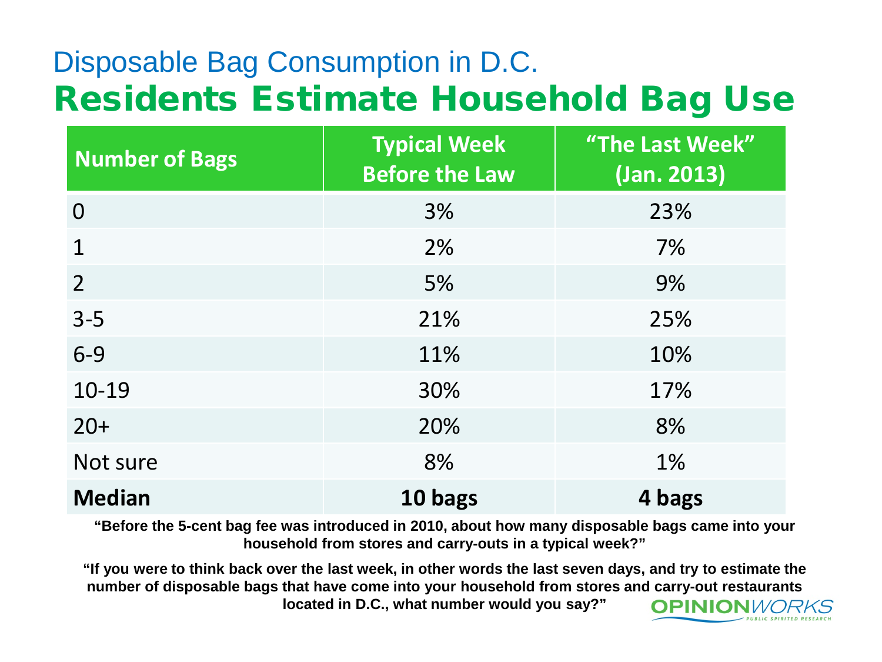# Disposable Bag Consumption in D.C.

## Residents Estimate Household Bag Use

| Number of Bags | Typical Week Before the Law | "The Last Week" (Jan. 2013) |
|---|---|---|
| 0 | 3% | 23% |
| 1 | 2% | 7% |
| 2 | 5% | 9% |
| 3-5 | 21% | 25% |
| 6-9 | 11% | 10% |
| 10-19 | 30% | 17% |
| 20+ | 20% | 8% |
| Not sure | 8% | 1% |
| **Median** | **10 bags** | **4 bags** |

**"Before the 5-cent bag fee was introduced in 2010, about how many disposable bags came into your household from stores and carry-outs in a typical week?"**

**"If you were to think back over the last week, in other words the last seven days, and try to estimate the number of disposable bags that have come into your household from stores and carry-out restaurants located in D.C., what number would you say?"**

OPINIONWORKS
PUBLIC SPIRITED RESEARCH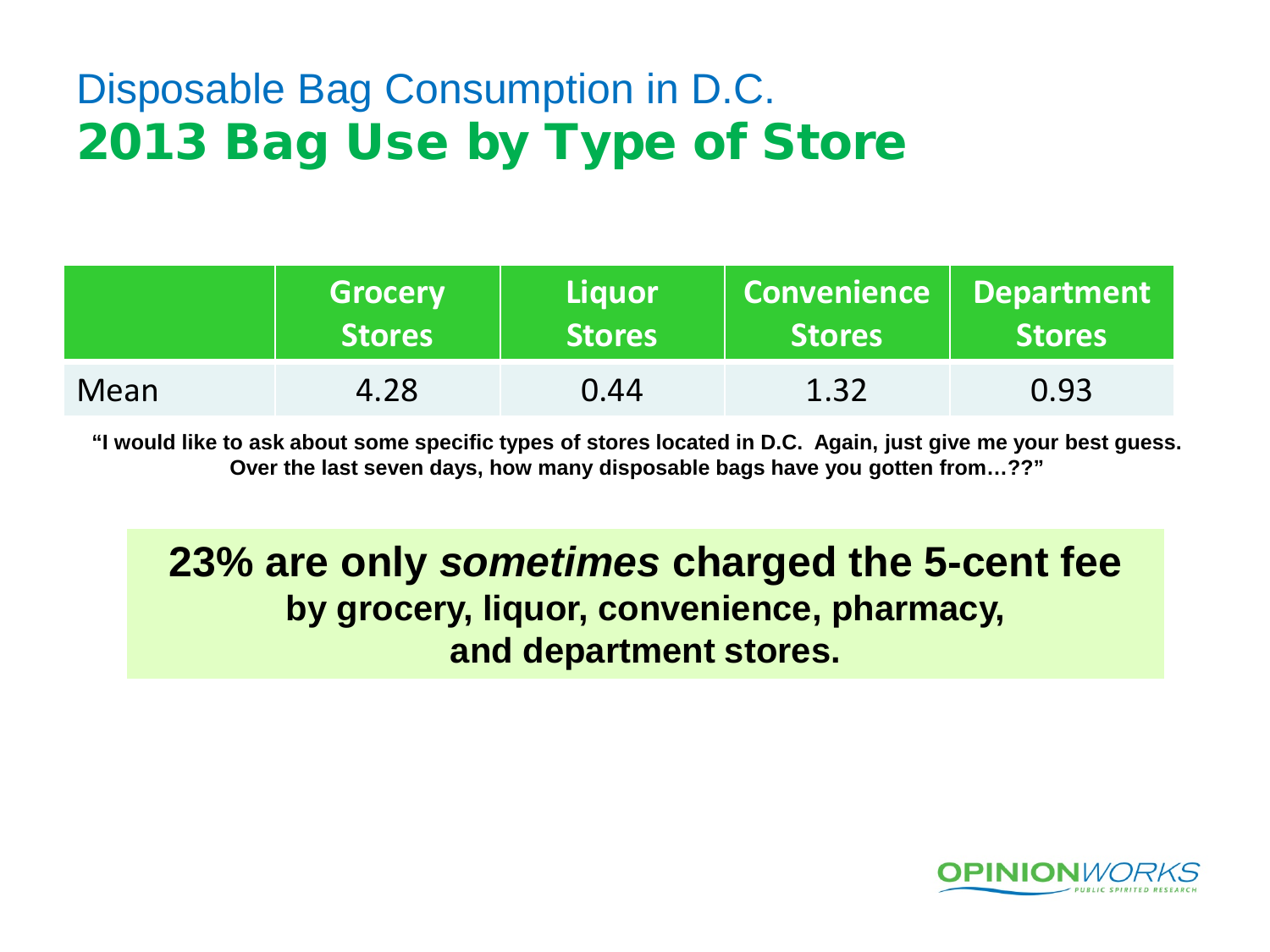# Disposable Bag Consumption in D.C.
## 2013 Bag Use by Type of Store

| | Grocery Stores | Liquor Stores | Convenience Stores | Department Stores |
|---|---|---|---|---|
| Mean | 4.28 | 0.44 | 1.32 | 0.93 |

**"I would like to ask about some specific types of stores located in D.C. Again, just give me your best guess. Over the last seven days, how many disposable bags have you gotten from…??"**

**23% are only *sometimes* charged the 5-cent fee by grocery, liquor, convenience, pharmacy, and department stores.**

OPINIONWORKS
PUBLIC SPIRITED RESEARCH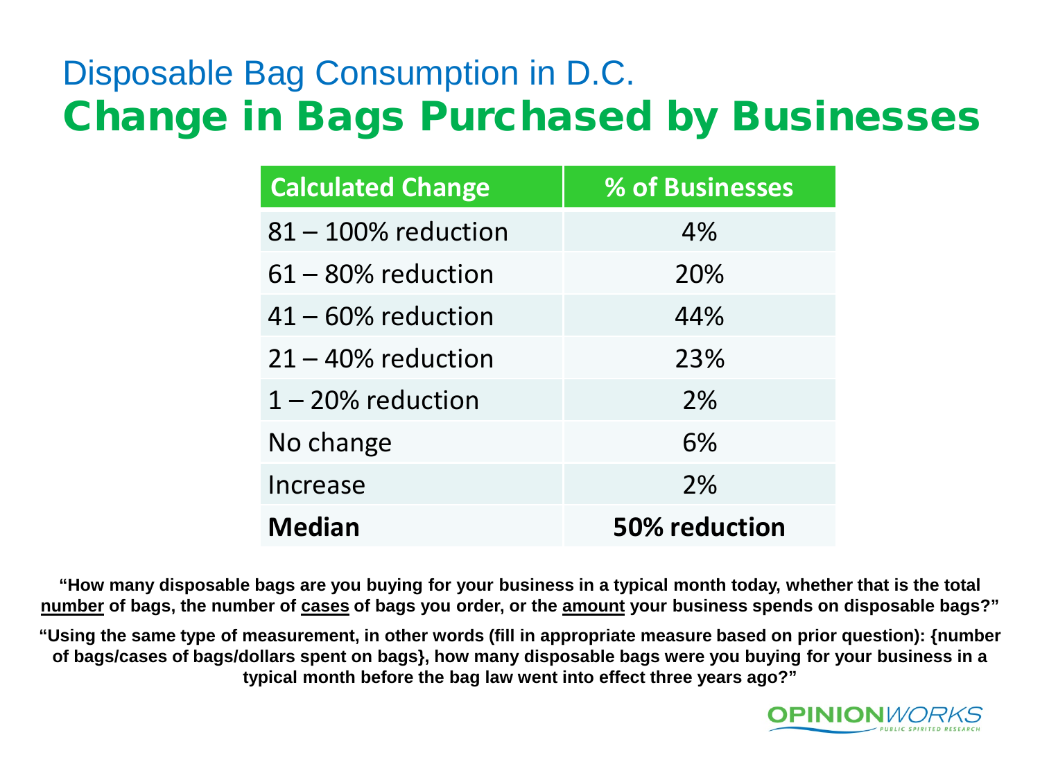# Disposable Bag Consumption in D.C.

## Change in Bags Purchased by Businesses

| Calculated Change | % of Businesses |
|---|---|
| 81 – 100% reduction | 4% |
| 61 – 80% reduction | 20% |
| 41 – 60% reduction | 44% |
| 21 – 40% reduction | 23% |
| 1 – 20% reduction | 2% |
| No change | 6% |
| Increase | 2% |
| **Median** | **50% reduction** |

**"How many disposable bags are you buying for your business in a typical month today, whether that is the total number of bags, the number of cases of bags you order, or the amount your business spends on disposable bags?"**

**"Using the same type of measurement, in other words (fill in appropriate measure based on prior question): {number of bags/cases of bags/dollars spent on bags}, how many disposable bags were you buying for your business in a typical month before the bag law went into effect three years ago?"**

OPINIONWORKS PUBLIC SPIRITED RESEARCH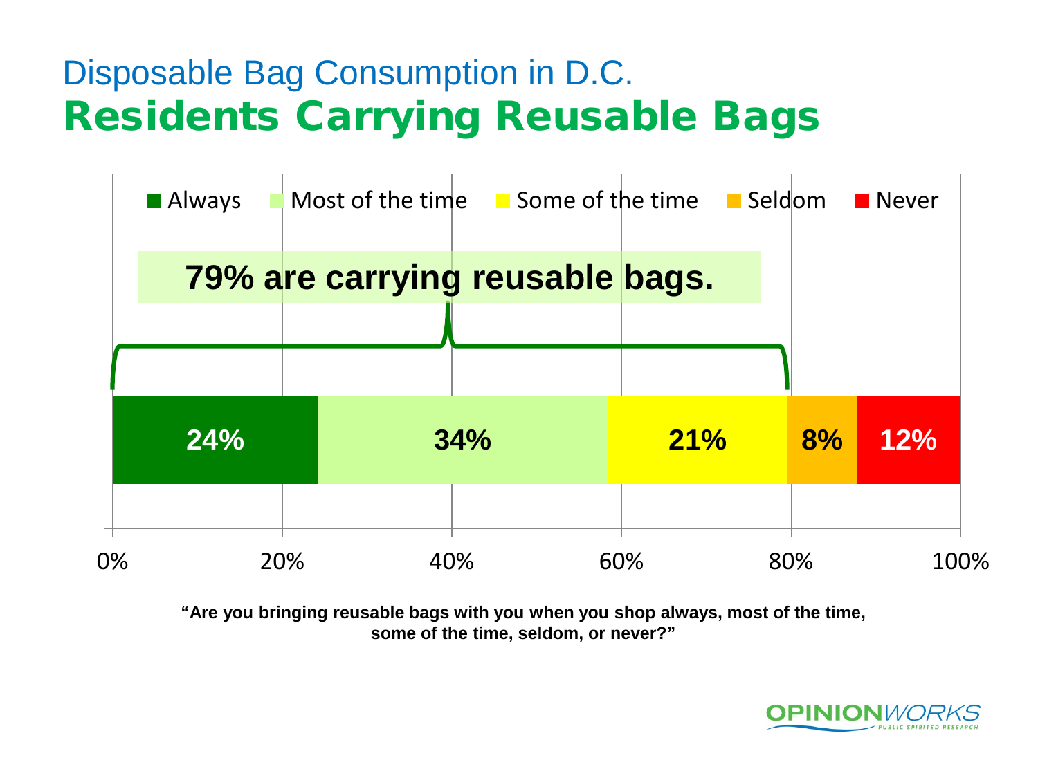# Disposable Bag Consumption in D.C.

## Residents Carrying Reusable Bags

**79% are carrying reusable bags.**

| Always | Most of the time | Some of the time | Seldom | Never |
|---|---|---|---|---|
| 24% | 34% | 21% | 8% | 12% |

0% 20% 40% 60% 80% 100%

**"Are you bringing reusable bags with you when you shop always, most of the time, some of the time, seldom, or never?"**

OPINIONWORKS
PUBLIC SPIRITED RESEARCH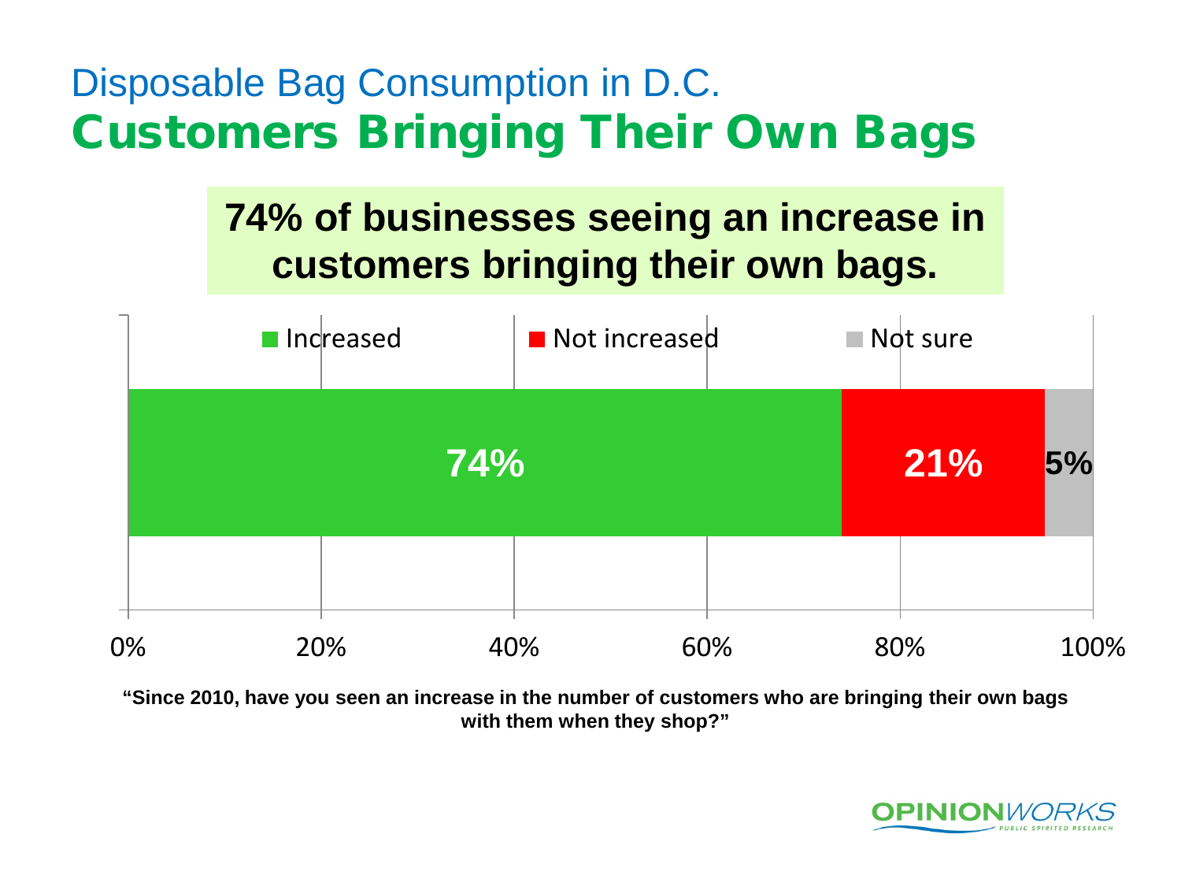# Disposable Bag Consumption in D.C.

## Customers Bringing Their Own Bags

**74% of businesses seeing an increase in customers bringing their own bags.**

| Increased | Not increased | Not sure |
| --- | --- | --- |
| 74% | 21% | 5% |

**"Since 2010, have you seen an increase in the number of customers who are bringing their own bags with them when they shop?"**

OPINIONWORKS
PUBLIC SPIRITED RESEARCH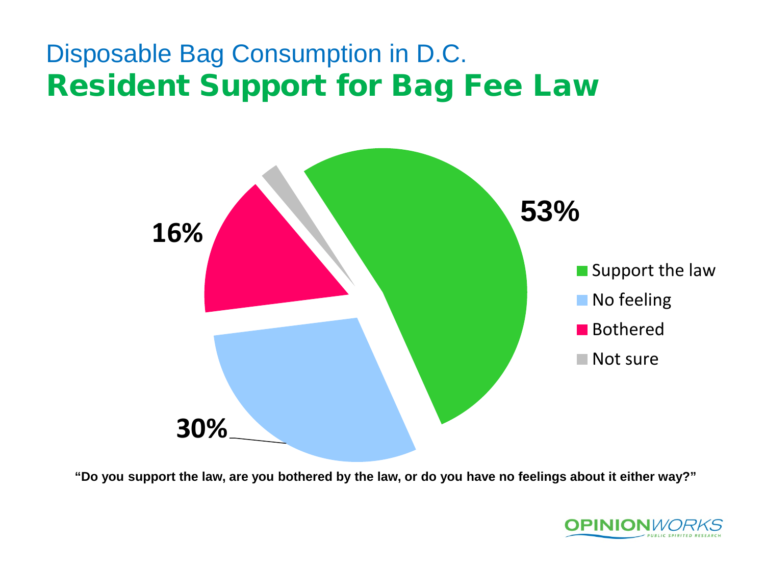# Disposable Bag Consumption in D.C.

## Resident Support for Bag Fee Law

| Response | Percent |
|---|---|
| Support the law | 53% |
| No feeling | 30% |
| Bothered | 16% |
| Not sure | |

**"Do you support the law, are you bothered by the law, or do you have no feelings about it either way?"**

OPINIONWORKS PUBLIC SPIRITED RESEARCH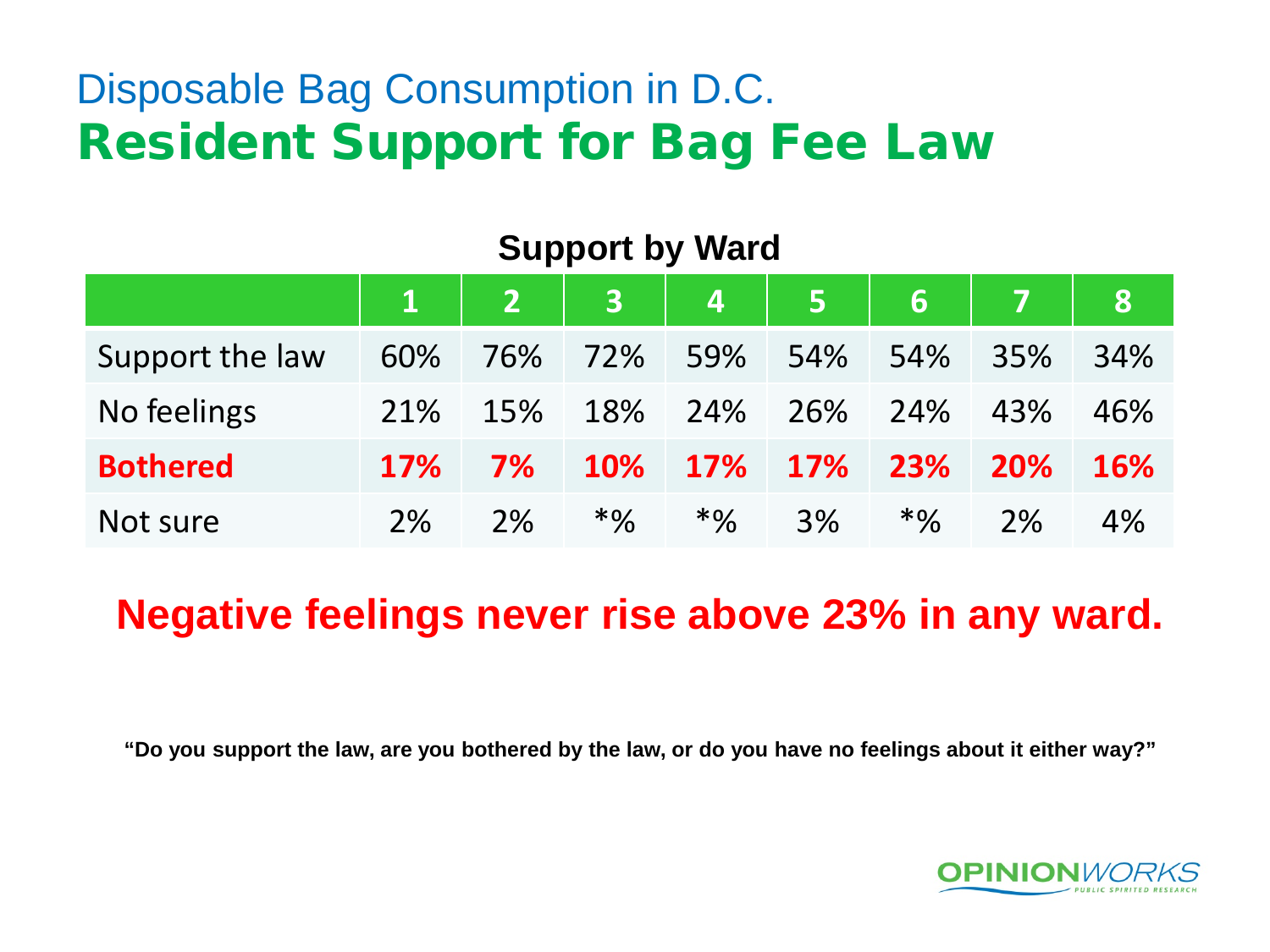# Disposable Bag Consumption in D.C.
## Resident Support for Bag Fee Law

**Support by Ward**

| | 1 | 2 | 3 | 4 | 5 | 6 | 7 | 8 |
|---|---|---|---|---|---|---|---|---|
| Support the law | 60% | 76% | 72% | 59% | 54% | 54% | 35% | 34% |
| No feelings | 21% | 15% | 18% | 24% | 26% | 24% | 43% | 46% |
| **Bothered** | **17%** | **7%** | **10%** | **17%** | **17%** | **23%** | **20%** | **16%** |
| Not sure | 2% | 2% | *% | *% | 3% | *% | 2% | 4% |

**Negative feelings never rise above 23% in any ward.**

**"Do you support the law, are you bothered by the law, or do you have no feelings about it either way?"**

OPINIONWORKS
PUBLIC SPIRITED RESEARCH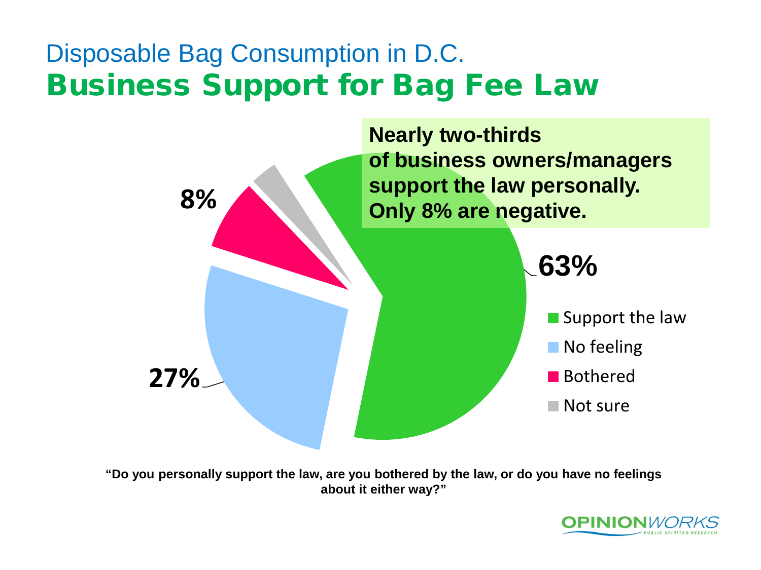# Disposable Bag Consumption in D.C.

## Business Support for Bag Fee Law

**Nearly two-thirds of business owners/managers support the law personally. Only 8% are negative.**

| Response | Percentage |
| --- | --- |
| Support the law | 63% |
| No feeling | 27% |
| Bothered | 8% |
| Not sure | |

**"Do you personally support the law, are you bothered by the law, or do you have no feelings about it either way?"**

OPINIONWORKS
PUBLIC SPIRITED RESEARCH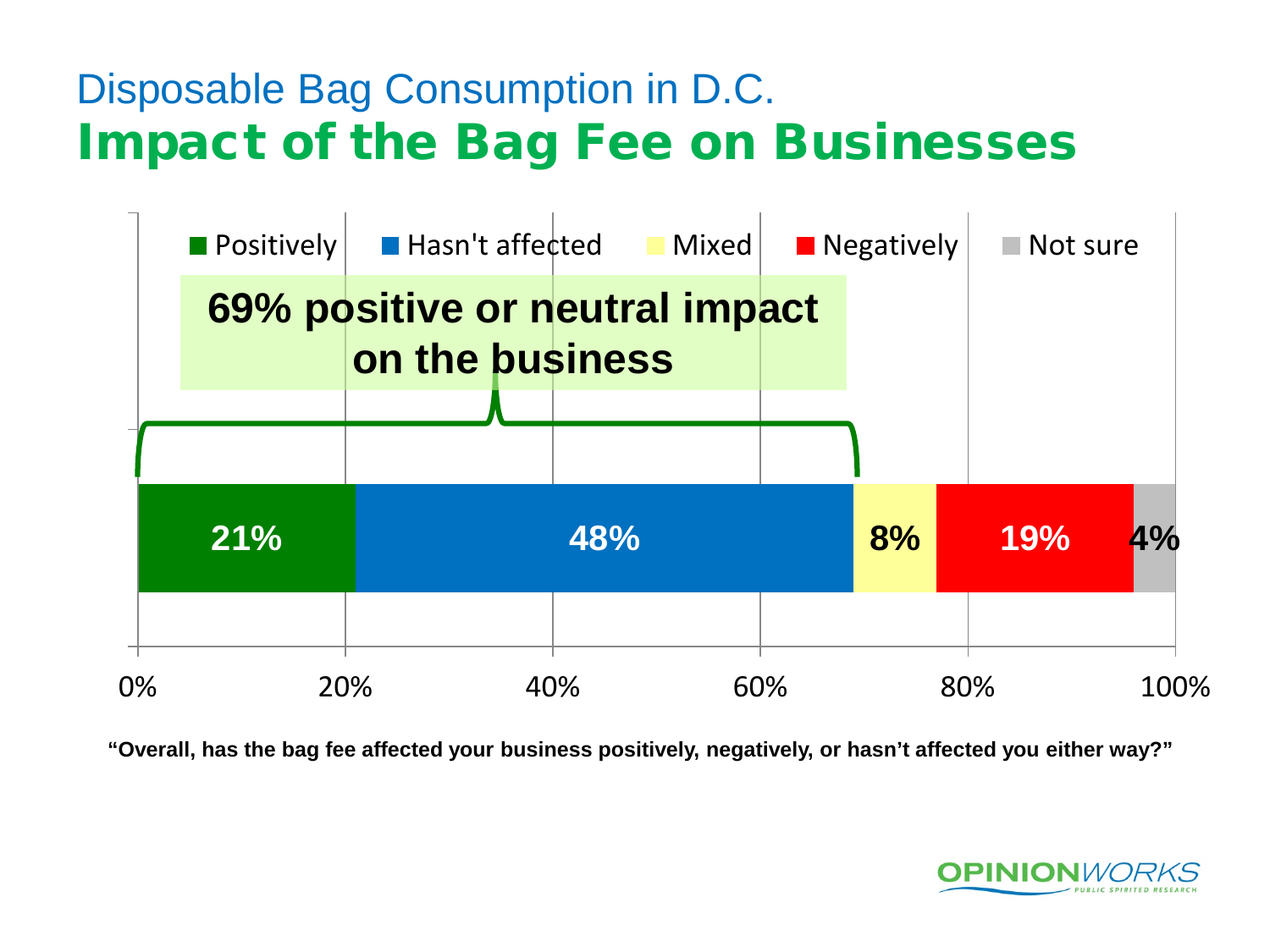# Disposable Bag Consumption in D.C.

## Impact of the Bag Fee on Businesses

**69% positive or neutral impact on the business**

| Positively | Hasn't affected | Mixed | Negatively | Not sure |
|---|---|---|---|---|
| 21% | 48% | 8% | 19% | 4% |

**"Overall, has the bag fee affected your business positively, negatively, or hasn't affected you either way?"**

OPINIONWORKS
PUBLIC SPIRITED RESEARCH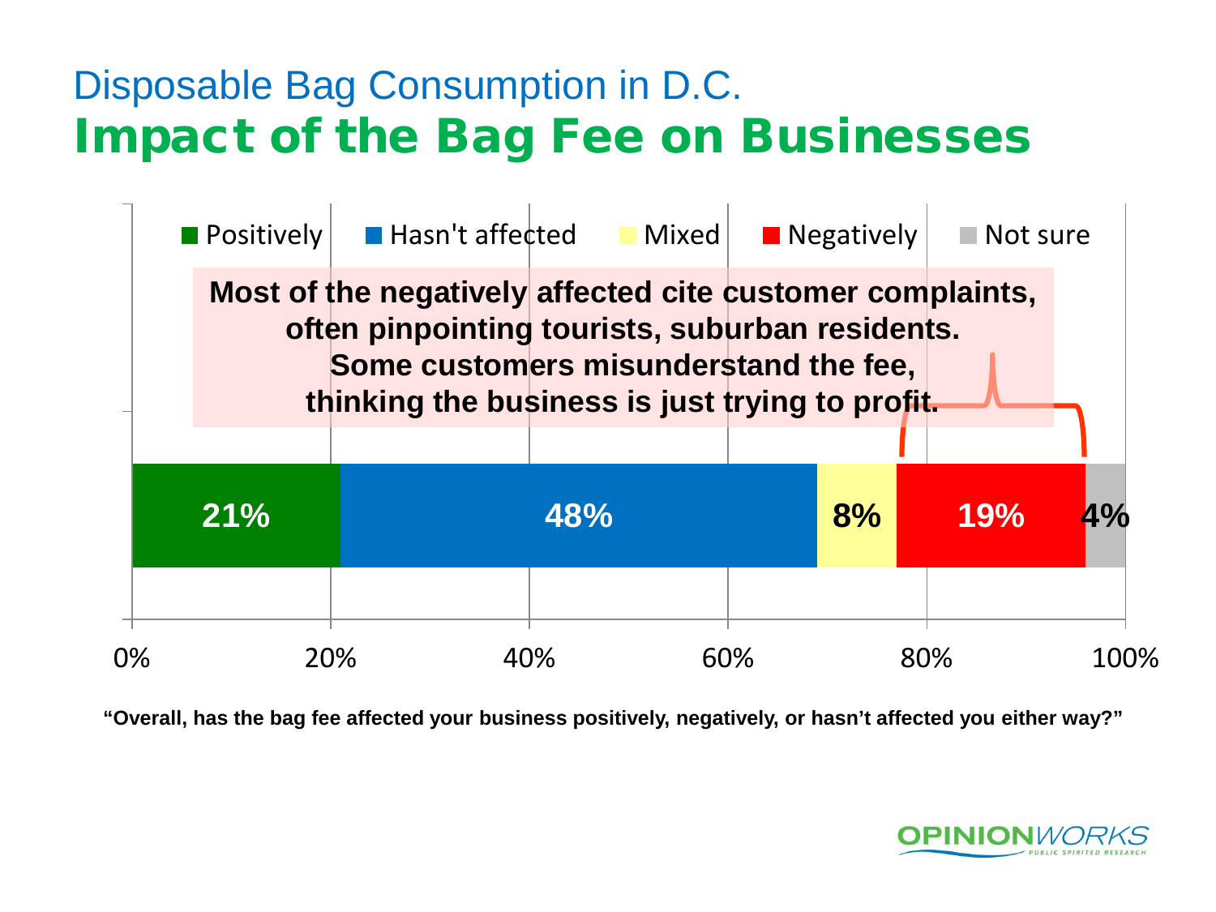# Disposable Bag Consumption in D.C.

## Impact of the Bag Fee on Businesses

**Most of the negatively affected cite customer complaints, often pinpointing tourists, suburban residents. Some customers misunderstand the fee, thinking the business is just trying to profit.**

| Positively | Hasn't affected | Mixed | Negatively | Not sure |
|---|---|---|---|---|
| 21% | 48% | 8% | 19% | 4% |

**"Overall, has the bag fee affected your business positively, negatively, or hasn't affected you either way?"**

OPINIONWORKS
PUBLIC SPIRITED RESEARCH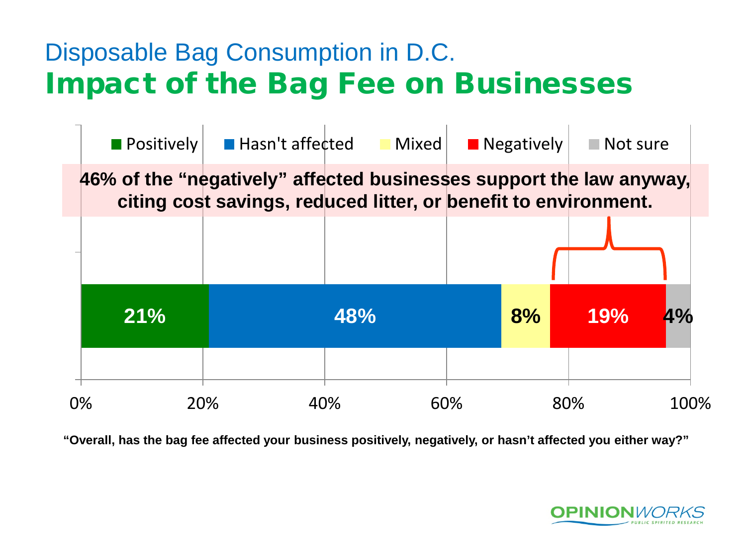# Disposable Bag Consumption in D.C.

## Impact of the Bag Fee on Businesses

**46% of the "negatively" affected businesses support the law anyway, citing cost savings, reduced litter, or benefit to environment.**

| Positively | Hasn't affected | Mixed | Negatively | Not sure |
|---|---|---|---|---|
| 21% | 48% | 8% | 19% | 4% |

**"Overall, has the bag fee affected your business positively, negatively, or hasn't affected you either way?"**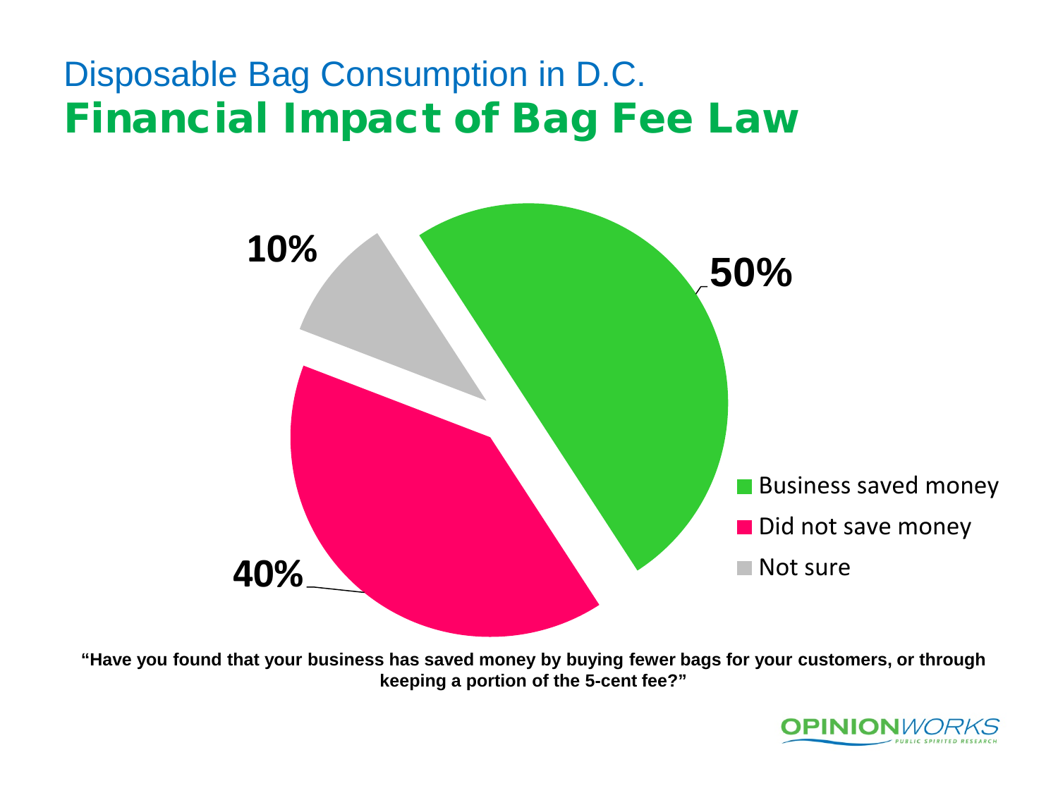# Disposable Bag Consumption in D.C.

## Financial Impact of Bag Fee Law

| Response | Percentage |
| --- | --- |
| Business saved money | 50% |
| Did not save money | 40% |
| Not sure | 10% |

**"Have you found that your business has saved money by buying fewer bags for your customers, or through keeping a portion of the 5-cent fee?"**

OPINIONWORKS
PUBLIC SPIRITED RESEARCH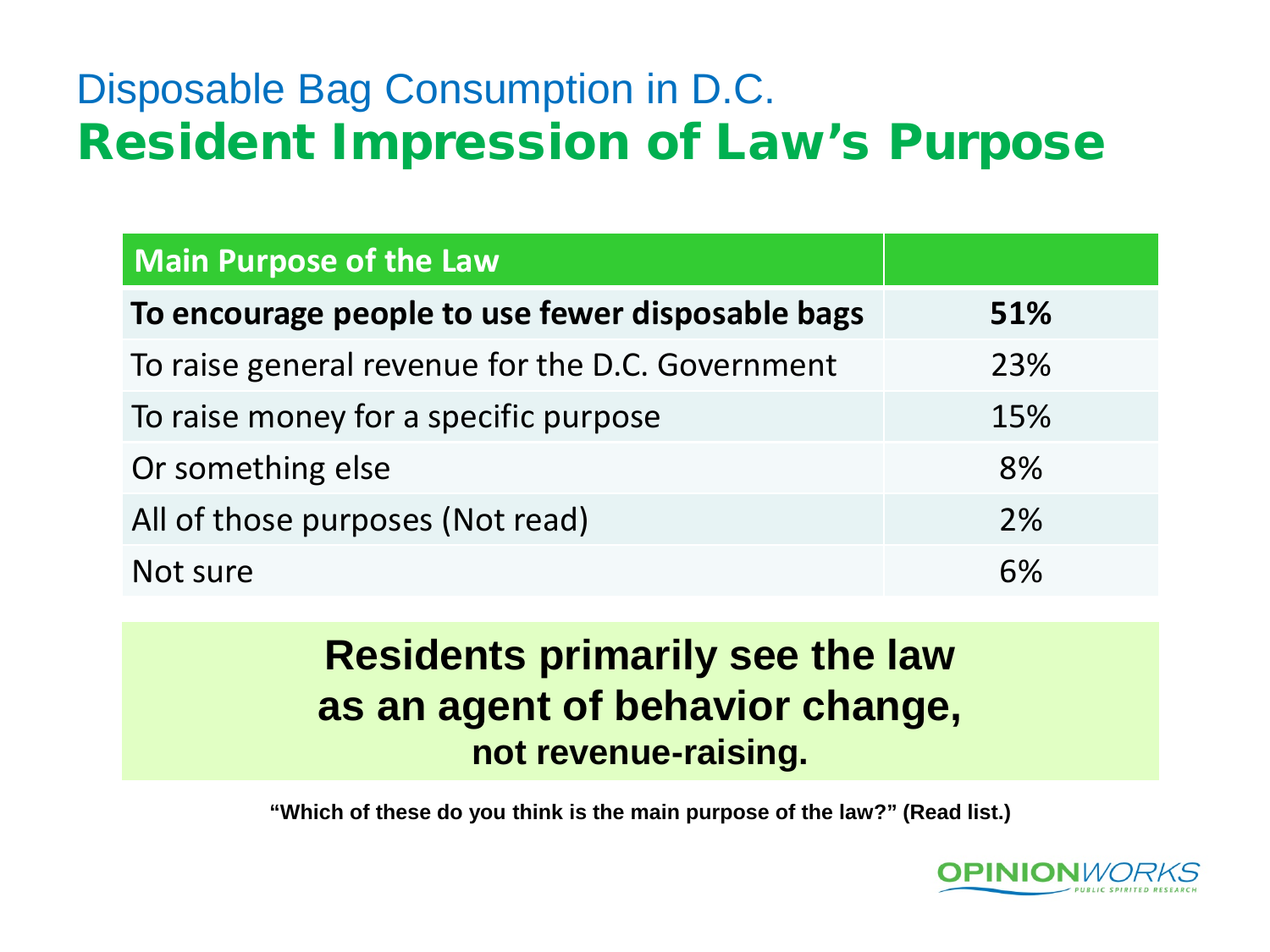# Disposable Bag Consumption in D.C.

## Resident Impression of Law's Purpose

| Main Purpose of the Law | |
|---|---|
| **To encourage people to use fewer disposable bags** | **51%** |
| To raise general revenue for the D.C. Government | 23% |
| To raise money for a specific purpose | 15% |
| Or something else | 8% |
| All of those purposes (Not read) | 2% |
| Not sure | 6% |

**Residents primarily see the law as an agent of behavior change, not revenue-raising.**

**"Which of these do you think is the main purpose of the law?" (Read list.)**

OPINIONWORKS
PUBLIC SPIRITED RESEARCH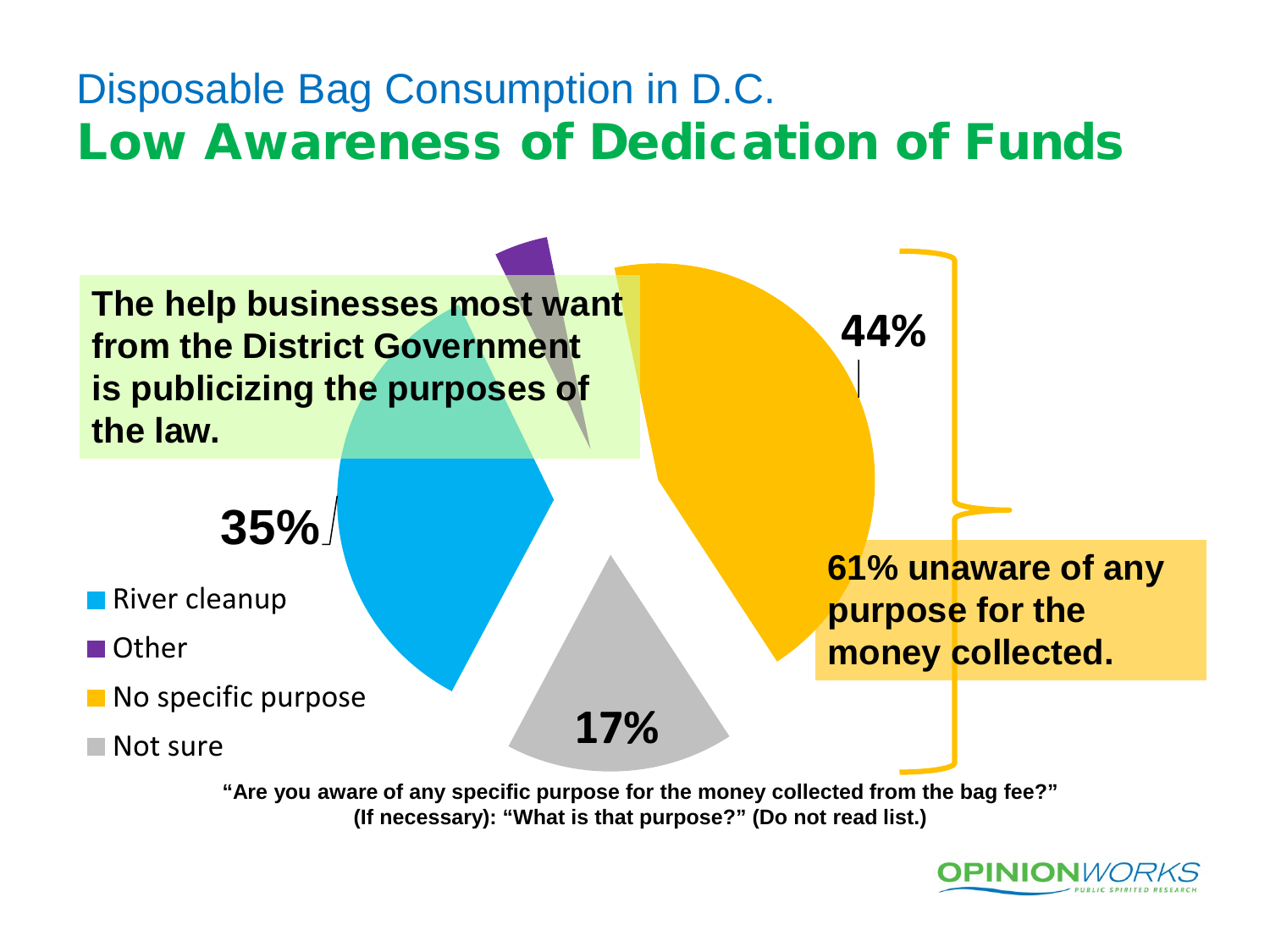# Disposable Bag Consumption in D.C.

## Low Awareness of Dedication of Funds

**The help businesses most want from the District Government is publicizing the purposes of the law.**

- River cleanup: 35%
- Other
- No specific purpose: 44%
- Not sure: 17%

**61% unaware of any purpose for the money collected.**

**"Are you aware of any specific purpose for the money collected from the bag fee?" (If necessary): "What is that purpose?" (Do not read list.)**

OPINIONWORKS
PUBLIC SPIRITED RESEARCH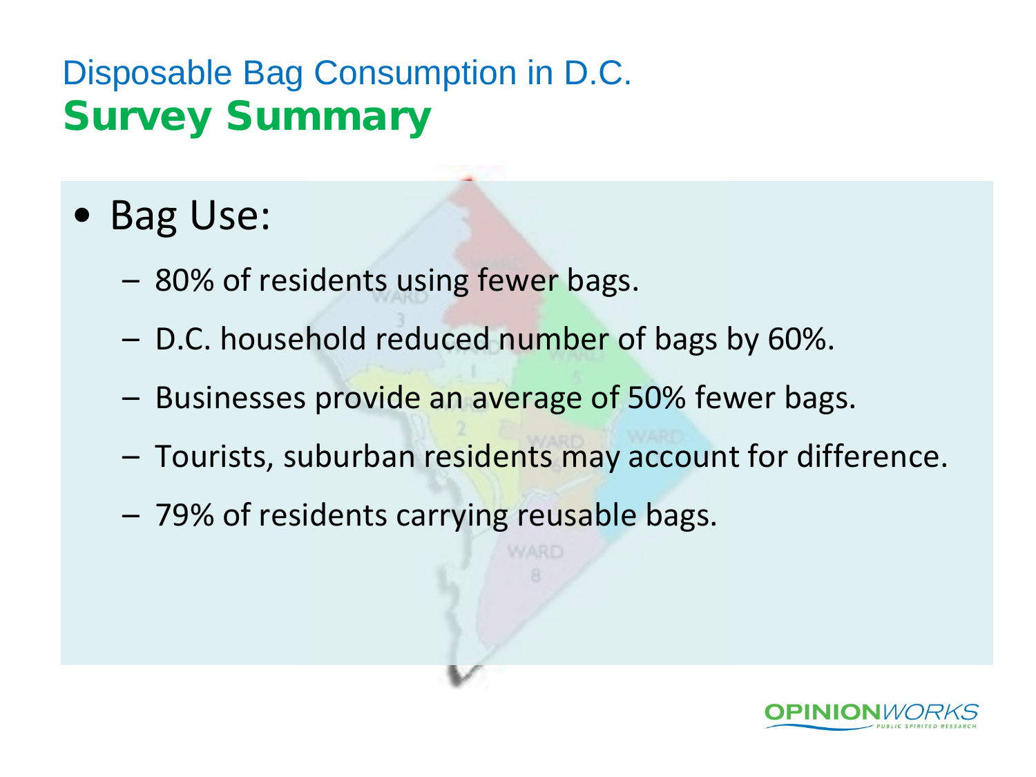# Disposable Bag Consumption in D.C.

## Survey Summary

- Bag Use:
  - 80% of residents using fewer bags.
  - D.C. household reduced number of bags by 60%.
  - Businesses provide an average of 50% fewer bags.
  - Tourists, suburban residents may account for difference.
  - 79% of residents carrying reusable bags.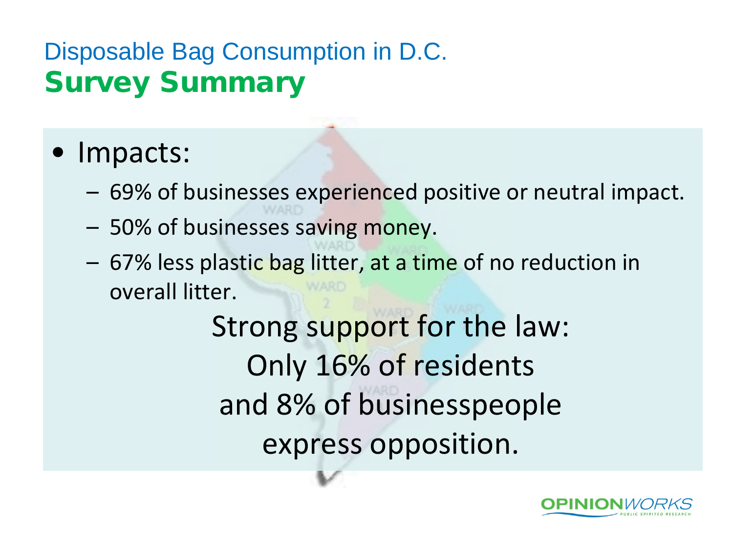# Disposable Bag Consumption in D.C.

## Survey Summary

- Impacts:
  - 69% of businesses experienced positive or neutral impact.
  - 50% of businesses saving money.
  - 67% less plastic bag litter, at a time of no reduction in overall litter.

Strong support for the law:
Only 16% of residents
and 8% of businesspeople
express opposition.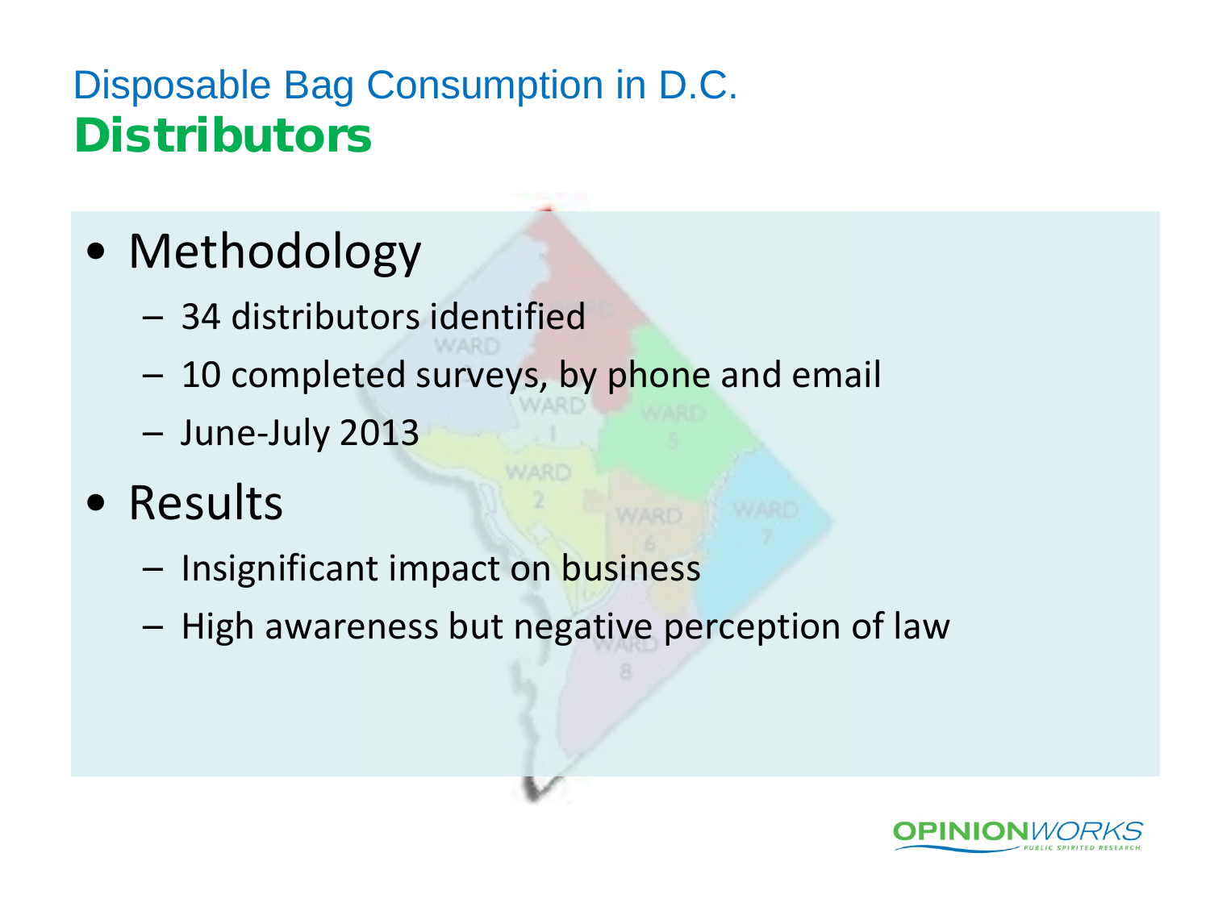# Disposable Bag Consumption in D.C.
## Distributors

- Methodology
  - 34 distributors identified
  - 10 completed surveys, by phone and email
  - June-July 2013
- Results
  - Insignificant impact on business
  - High awareness but negative perception of law